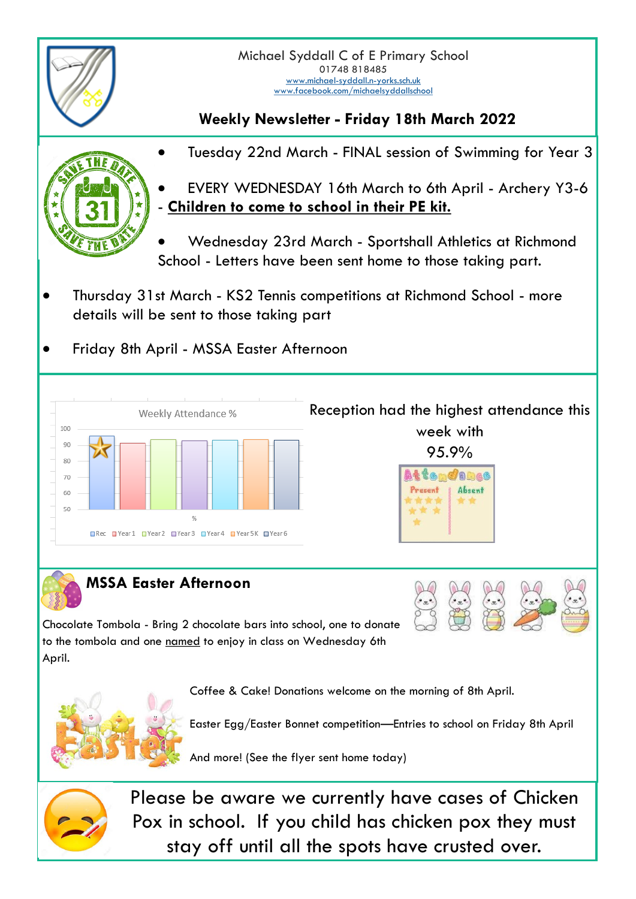Michael Syddall C of E Primary School

01748 818485

www.michael-syddall.n-yorks.sch.uk

www.facebook.com/michaelsyddallschool

## Weekly Newsletter - Friday 18th March 2022

- Tuesday 22nd March - FINAL session of Swimming for Year 3
- EVERY WEDNESDAY 16th March to 6th April - Archery Y3-6 - **Children to come to school in their PE kit.**
- Wednesday 23rd March - Sportshall Athletics at Richmond School - Letters have been sent home to those taking part.
- Thursday 31st March - KS2 Tennis competitions at Richmond School - more details will be sent to those taking part
- Friday 8th April - MSSA Easter Afternoon

Weekly Attendance %

Reception had the highest attendance this week with 95.9%

## MSSA Easter Afternoon

Chocolate Tombola - Bring 2 chocolate bars into school, one to donate to the tombola and one named to enjoy in class on Wednesday 6th April.

Coffee & Cake! Donations welcome on the morning of 8th April.

Easter Egg/Easter Bonnet competition—Entries to school on Friday 8th April

And more! (See the flyer sent home today)

Please be aware we currently have cases of Chicken Pox in school. If you child has chicken pox they must stay off until all the spots have crusted over.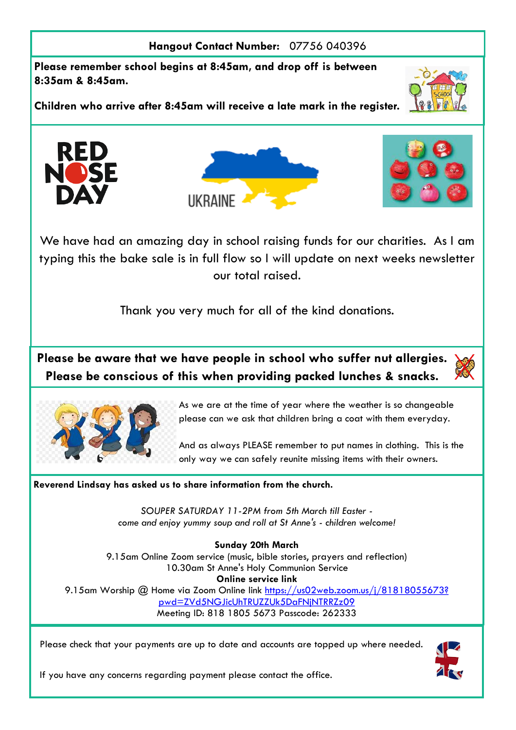**Hangout Contact Number:** 07756 040396

**Please remember school begins at 8:45am, and drop off is between 8:35am & 8:45am.**

**Children who arrive after 8:45am will receive a late mark in the register.**

RED NOSE DAY

UKRAINE

We have had an amazing day in school raising funds for our charities. As I am typing this the bake sale is in full flow so I will update on next weeks newsletter our total raised.

Thank you very much for all of the kind donations.

**Please be aware that we have people in school who suffer nut allergies. Please be conscious of this when providing packed lunches & snacks.**

As we are at the time of year where the weather is so changeable please can we ask that children bring a coat with them everyday.

And as always PLEASE remember to put names in clothing. This is the only way we can safely reunite missing items with their owners.

**Reverend Lindsay has asked us to share information from the church.**

*SOUPER SATURDAY 11-2PM from 5th March till Easter - come and enjoy yummy soup and roll at St Anne's - children welcome!*

**Sunday 20th March**
9.15am Online Zoom service (music, bible stories, prayers and reflection)
10.30am St Anne's Holy Communion Service
**Online service link**
9.15am Worship @ Home via Zoom Online link https://us02web.zoom.us/j/81818055673?pwd=ZVd5NGJicUhTRUZZUk5DaFNjNTRRZz09
Meeting ID: 818 1805 5673 Passcode: 262333

Please check that your payments are up to date and accounts are topped up where needed.

If you have any concerns regarding payment please contact the office.